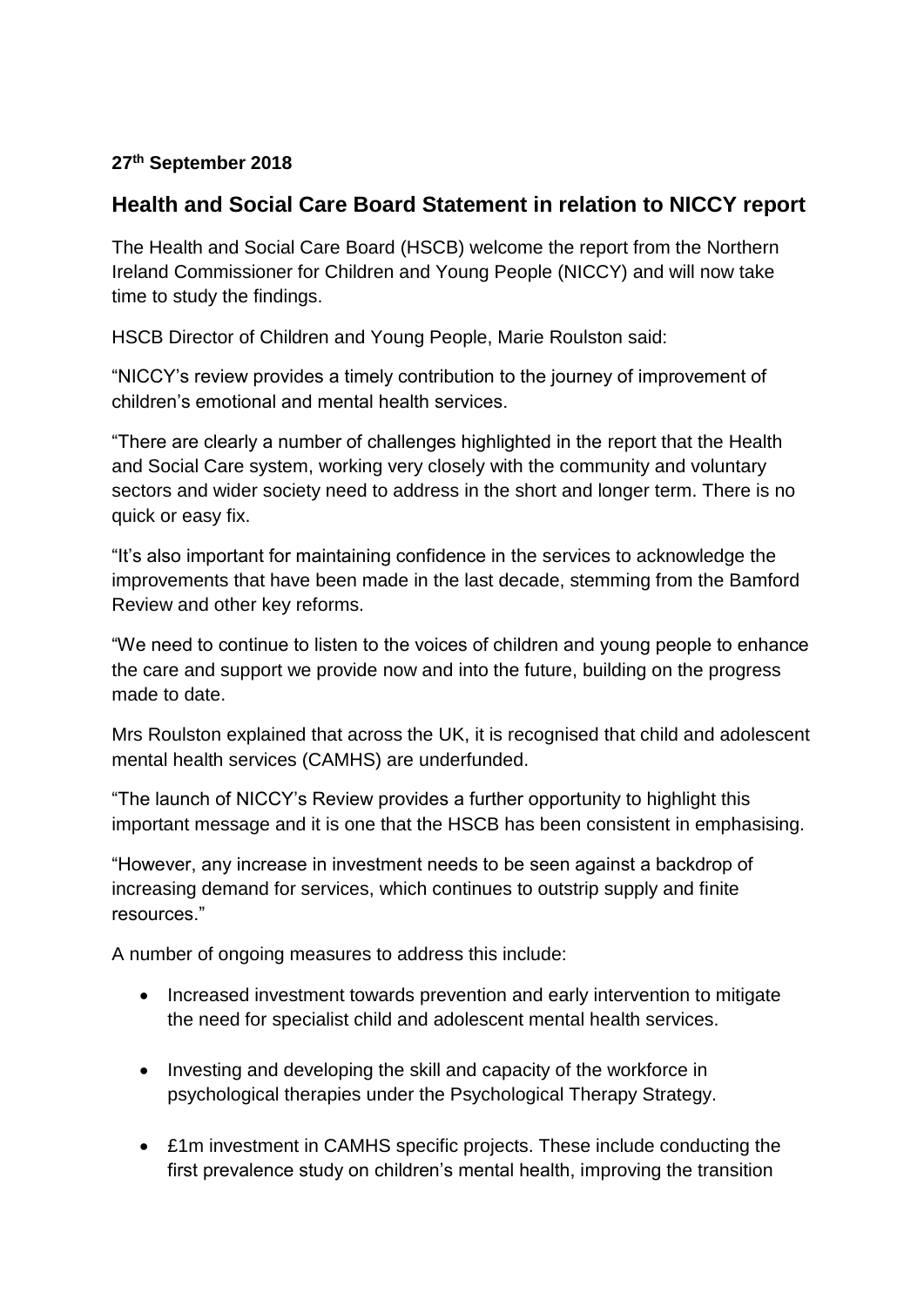**27th September 2018**

## Health and Social Care Board Statement in relation to NICCY report

The Health and Social Care Board (HSCB) welcome the report from the Northern Ireland Commissioner for Children and Young People (NICCY) and will now take time to study the findings.

HSCB Director of Children and Young People, Marie Roulston said:

"NICCY's review provides a timely contribution to the journey of improvement of children's emotional and mental health services.

"There are clearly a number of challenges highlighted in the report that the Health and Social Care system, working very closely with the community and voluntary sectors and wider society need to address in the short and longer term. There is no quick or easy fix.

"It's also important for maintaining confidence in the services to acknowledge the improvements that have been made in the last decade, stemming from the Bamford Review and other key reforms.

"We need to continue to listen to the voices of children and young people to enhance the care and support we provide now and into the future, building on the progress made to date.

Mrs Roulston explained that across the UK, it is recognised that child and adolescent mental health services (CAMHS) are underfunded.

"The launch of NICCY's Review provides a further opportunity to highlight this important message and it is one that the HSCB has been consistent in emphasising.

"However, any increase in investment needs to be seen against a backdrop of increasing demand for services, which continues to outstrip supply and finite resources."

A number of ongoing measures to address this include:

- Increased investment towards prevention and early intervention to mitigate the need for specialist child and adolescent mental health services.
- Investing and developing the skill and capacity of the workforce in psychological therapies under the Psychological Therapy Strategy.
- £1m investment in CAMHS specific projects. These include conducting the first prevalence study on children's mental health, improving the transition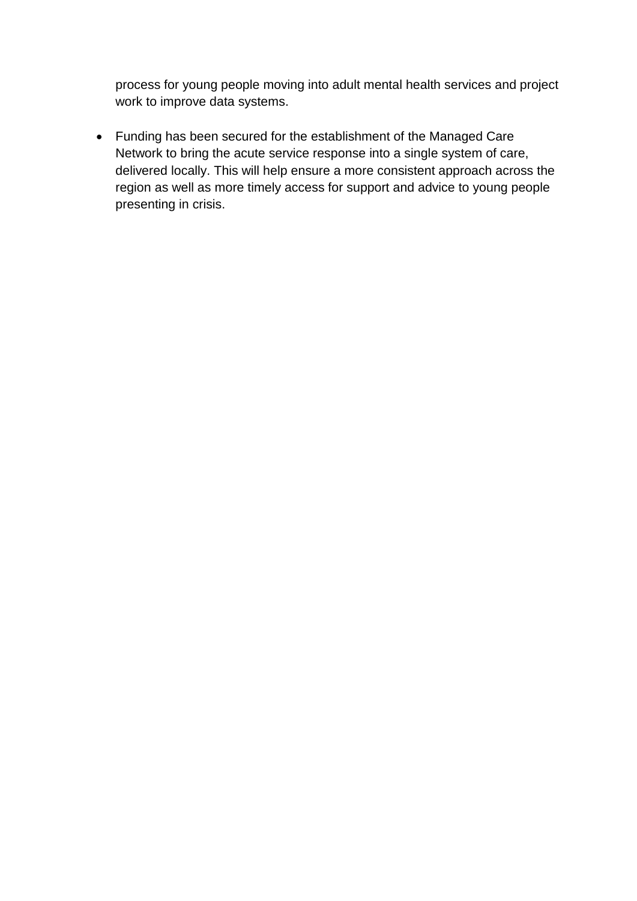process for young people moving into adult mental health services and project work to improve data systems.

- Funding has been secured for the establishment of the Managed Care Network to bring the acute service response into a single system of care, delivered locally. This will help ensure a more consistent approach across the region as well as more timely access for support and advice to young people presenting in crisis.